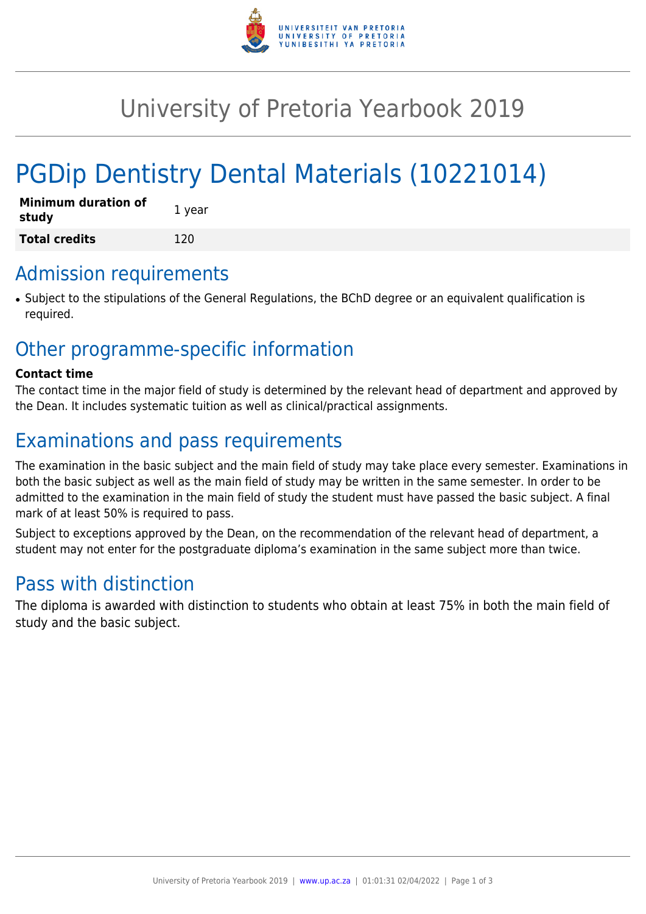# University of Pretoria Yearbook 2019

# PGDip Dentistry Dental Materials (10221014)

| **Minimum duration of study** | 1 year |
| --- | --- |
| **Total credits** | 120 |

## Admission requirements

- Subject to the stipulations of the General Regulations, the BChD degree or an equivalent qualification is required.

## Other programme-specific information

**Contact time**

The contact time in the major field of study is determined by the relevant head of department and approved by the Dean. It includes systematic tuition as well as clinical/practical assignments.

## Examinations and pass requirements

The examination in the basic subject and the main field of study may take place every semester. Examinations in both the basic subject as well as the main field of study may be written in the same semester. In order to be admitted to the examination in the main field of study the student must have passed the basic subject. A final mark of at least 50% is required to pass.

Subject to exceptions approved by the Dean, on the recommendation of the relevant head of department, a student may not enter for the postgraduate diploma's examination in the same subject more than twice.

## Pass with distinction

The diploma is awarded with distinction to students who obtain at least 75% in both the main field of study and the basic subject.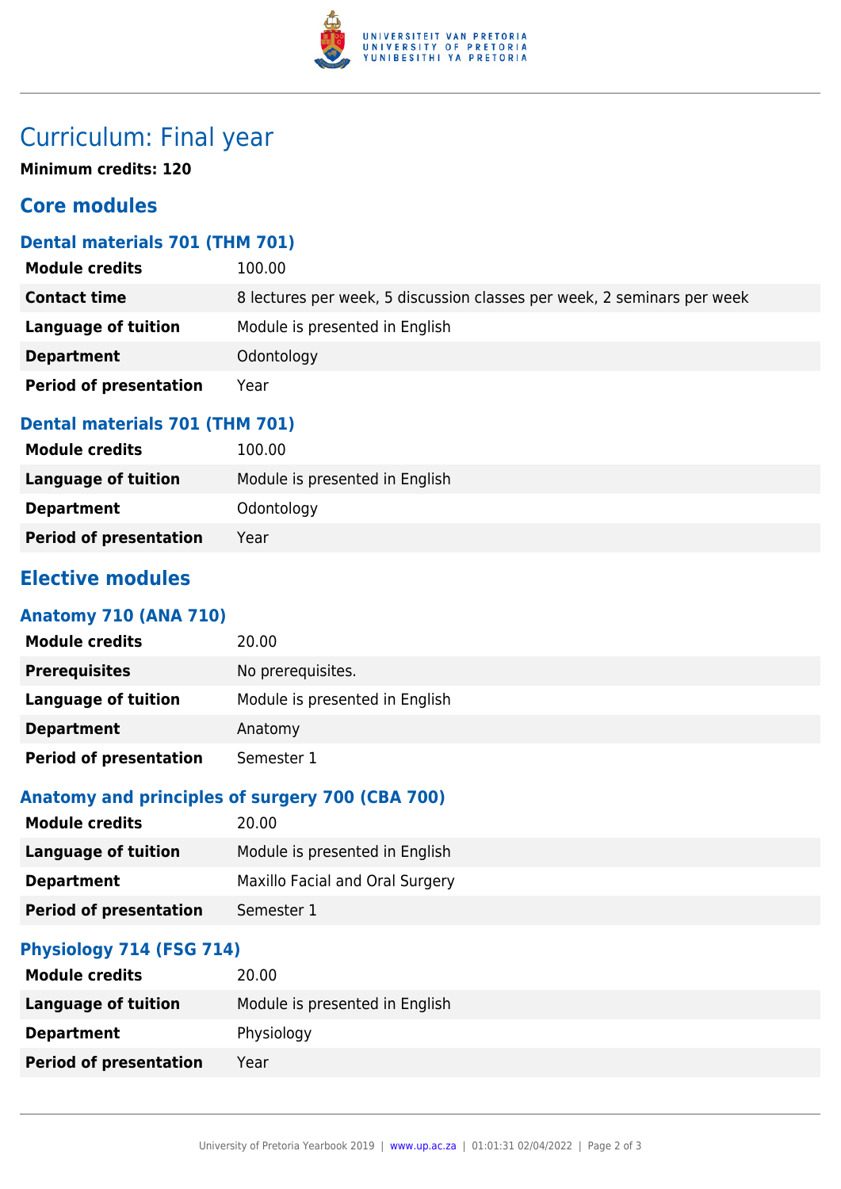# Curriculum: Final year

**Minimum credits: 120**

## Core modules

### Dental materials 701 (THM 701)

| | |
|---|---|
| **Module credits** | 100.00 |
| **Contact time** | 8 lectures per week, 5 discussion classes per week, 2 seminars per week |
| **Language of tuition** | Module is presented in English |
| **Department** | Odontology |
| **Period of presentation** | Year |

### Dental materials 701 (THM 701)

| | |
|---|---|
| **Module credits** | 100.00 |
| **Language of tuition** | Module is presented in English |
| **Department** | Odontology |
| **Period of presentation** | Year |

## Elective modules

### Anatomy 710 (ANA 710)

| | |
|---|---|
| **Module credits** | 20.00 |
| **Prerequisites** | No prerequisites. |
| **Language of tuition** | Module is presented in English |
| **Department** | Anatomy |
| **Period of presentation** | Semester 1 |

### Anatomy and principles of surgery 700 (CBA 700)

| | |
|---|---|
| **Module credits** | 20.00 |
| **Language of tuition** | Module is presented in English |
| **Department** | Maxillo Facial and Oral Surgery |
| **Period of presentation** | Semester 1 |

### Physiology 714 (FSG 714)

| | |
|---|---|
| **Module credits** | 20.00 |
| **Language of tuition** | Module is presented in English |
| **Department** | Physiology |
| **Period of presentation** | Year |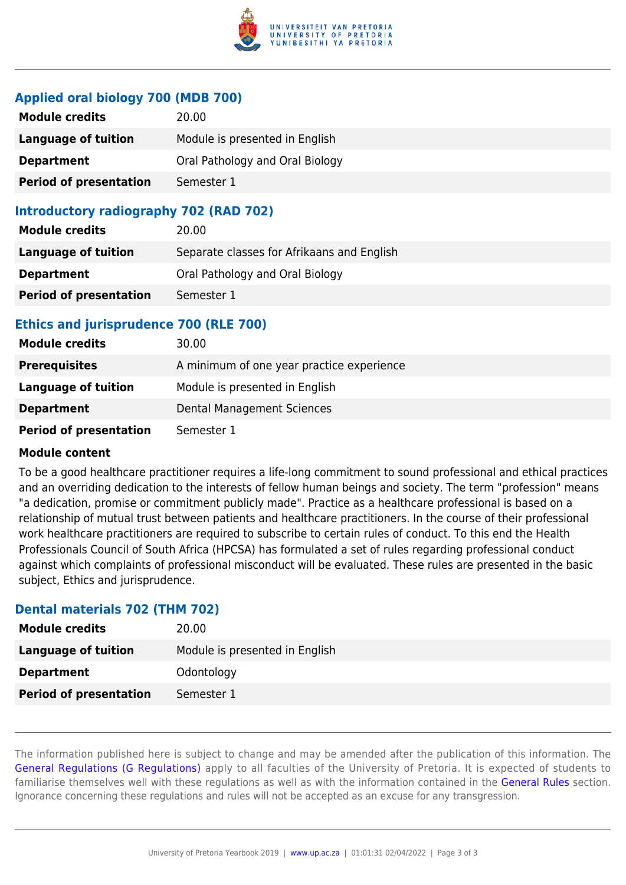### Applied oral biology 700 (MDB 700)

| | |
|---|---|
| **Module credits** | 20.00 |
| **Language of tuition** | Module is presented in English |
| **Department** | Oral Pathology and Oral Biology |
| **Period of presentation** | Semester 1 |

### Introductory radiography 702 (RAD 702)

| | |
|---|---|
| **Module credits** | 20.00 |
| **Language of tuition** | Separate classes for Afrikaans and English |
| **Department** | Oral Pathology and Oral Biology |
| **Period of presentation** | Semester 1 |

### Ethics and jurisprudence 700 (RLE 700)

| | |
|---|---|
| **Module credits** | 30.00 |
| **Prerequisites** | A minimum of one year practice experience |
| **Language of tuition** | Module is presented in English |
| **Department** | Dental Management Sciences |
| **Period of presentation** | Semester 1 |

**Module content**

To be a good healthcare practitioner requires a life-long commitment to sound professional and ethical practices and an overriding dedication to the interests of fellow human beings and society. The term "profession" means "a dedication, promise or commitment publicly made". Practice as a healthcare professional is based on a relationship of mutual trust between patients and healthcare practitioners. In the course of their professional work healthcare practitioners are required to subscribe to certain rules of conduct. To this end the Health Professionals Council of South Africa (HPCSA) has formulated a set of rules regarding professional conduct against which complaints of professional misconduct will be evaluated. These rules are presented in the basic subject, Ethics and jurisprudence.

### Dental materials 702 (THM 702)

| | |
|---|---|
| **Module credits** | 20.00 |
| **Language of tuition** | Module is presented in English |
| **Department** | Odontology |
| **Period of presentation** | Semester 1 |

The information published here is subject to change and may be amended after the publication of this information. The General Regulations (G Regulations) apply to all faculties of the University of Pretoria. It is expected of students to familiarise themselves well with these regulations as well as with the information contained in the General Rules section. Ignorance concerning these regulations and rules will not be accepted as an excuse for any transgression.